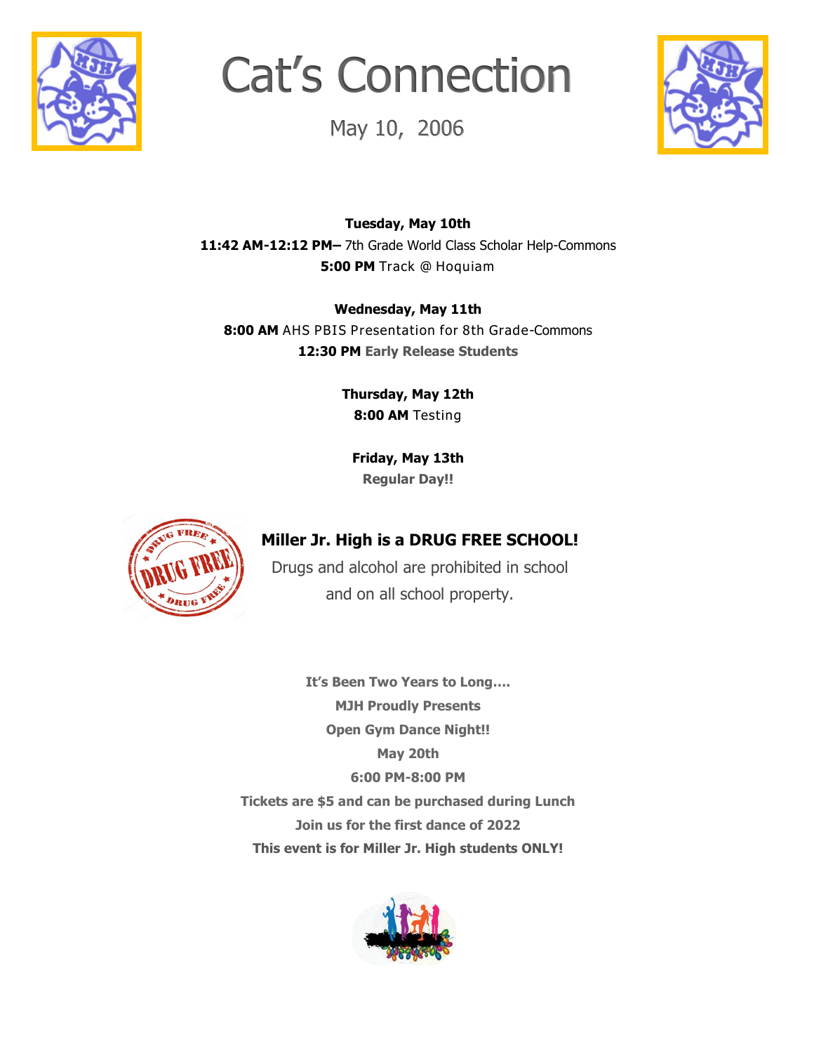# Cat's Connection

May 10, 2006

**Tuesday, May 10th**
**11:42 AM-12:12 PM–** 7th Grade World Class Scholar Help-Commons
**5:00 PM** Track @ Hoquiam

**Wednesday, May 11th**
**8:00 AM** AHS PBIS Presentation for 8th Grade-Commons
**12:30 PM Early Release Students**

**Thursday, May 12th**
**8:00 AM** Testing

**Friday, May 13th**
**Regular Day!!**

**Miller Jr. High is a DRUG FREE SCHOOL!**

Drugs and alcohol are prohibited in school and on all school property.

**It's Been Two Years to Long….**
**MJH Proudly Presents**
**Open Gym Dance Night!!**
**May 20th**
**6:00 PM-8:00 PM**
**Tickets are $5 and can be purchased during Lunch**
**Join us for the first dance of 2022**
**This event is for Miller Jr. High students ONLY!**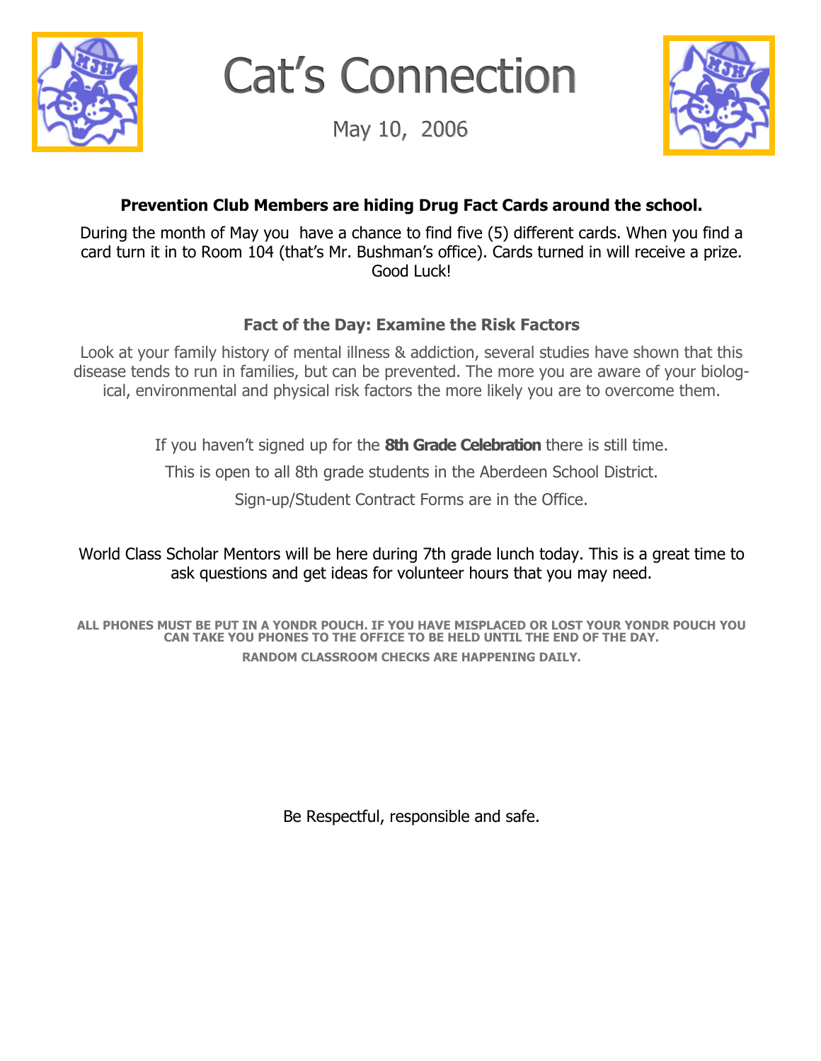# Cat's Connection

May 10, 2006

**Prevention Club Members are hiding Drug Fact Cards around the school.**

During the month of May you have a chance to find five (5) different cards. When you find a card turn it in to Room 104 (that's Mr. Bushman's office). Cards turned in will receive a prize. Good Luck!

### Fact of the Day: Examine the Risk Factors

Look at your family history of mental illness & addiction, several studies have shown that this disease tends to run in families, but can be prevented. The more you are aware of your biological, environmental and physical risk factors the more likely you are to overcome them.

If you haven't signed up for the **8th Grade Celebration** there is still time.

This is open to all 8th grade students in the Aberdeen School District.

Sign-up/Student Contract Forms are in the Office.

World Class Scholar Mentors will be here during 7th grade lunch today. This is a great time to ask questions and get ideas for volunteer hours that you may need.

**ALL PHONES MUST BE PUT IN A YONDR POUCH. IF YOU HAVE MISPLACED OR LOST YOUR YONDR POUCH YOU CAN TAKE YOU PHONES TO THE OFFICE TO BE HELD UNTIL THE END OF THE DAY.**

**RANDOM CLASSROOM CHECKS ARE HAPPENING DAILY.**

Be Respectful, responsible and safe.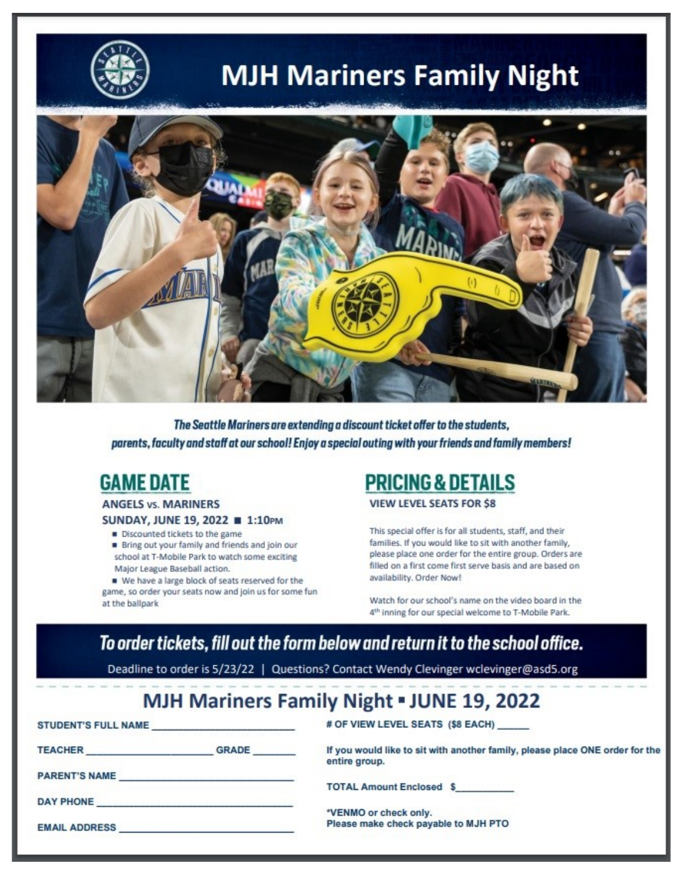# MJH Mariners Family Night

***The Seattle Mariners are extending a discount ticket offer to the students, parents, faculty and staff at our school! Enjoy a special outing with your friends and family members!***

## GAME DATE

**ANGELS vs. MARINERS**

**SUNDAY, JUNE 19, 2022 ■ 1:10PM**

- Discounted tickets to the game
- Bring out your family and friends and join our school at T-Mobile Park to watch some exciting Major League Baseball action.
- We have a large block of seats reserved for the game, so order your seats now and join us for some fun at the ballpark

## PRICING & DETAILS

**VIEW LEVEL SEATS FOR $8**

This special offer is for all students, staff, and their families. If you would like to sit with another family, please place one order for the entire group. Orders are filled on a first come first serve basis and are based on availability. Order Now!

Watch for our school's name on the video board in the 4th inning for our special welcome to T-Mobile Park.

***To order tickets, fill out the form below and return it to the school office.***

Deadline to order is 5/23/22 | Questions? Contact Wendy Clevinger wclevinger@asd5.org

## MJH Mariners Family Night ▪ JUNE 19, 2022

**STUDENT'S FULL NAME** ______________________

**TEACHER** ____________________ **GRADE** _______

**PARENT'S NAME** ______________________

**DAY PHONE** ______________________

**EMAIL ADDRESS** ______________________

**# OF VIEW LEVEL SEATS ($8 EACH)** ______

**If you would like to sit with another family, please place ONE order for the entire group.**

**TOTAL Amount Enclosed $**__________

**\*VENMO or check only.**
**Please make check payable to MJH PTO**